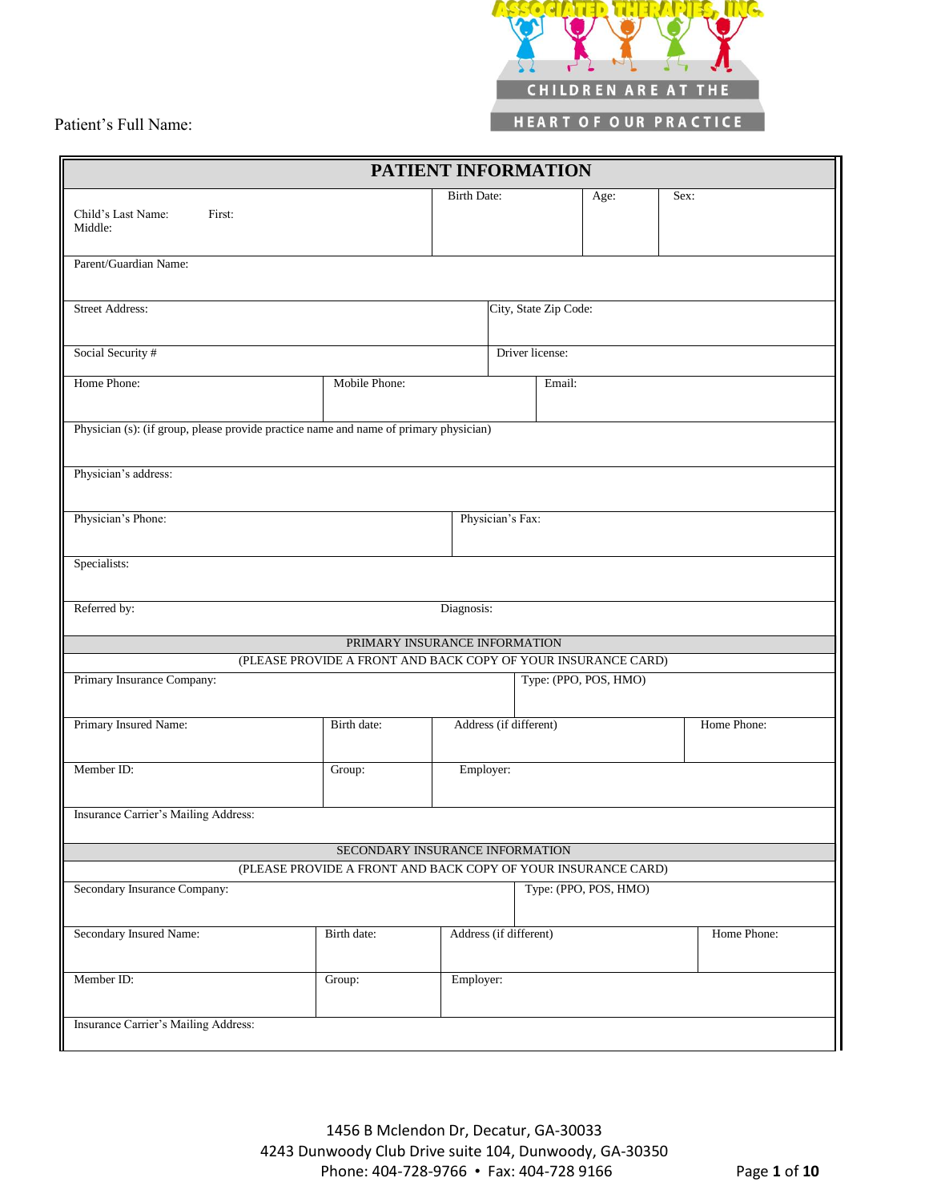ASSOCIATED THERAPIES, INC.

CHILDREN ARE AT THE HEART OF OUR PRACTICE

Patient's Full Name:

## PATIENT INFORMATION

| | | | |
|---|---|---|---|
| Child's Last Name: First: Middle: | Birth Date: | Age: | Sex: |
| Parent/Guardian Name: | | | |
| Street Address: | City, State Zip Code: | | |
| Social Security # | Driver license: | | |
| Home Phone: | Mobile Phone: | Email: | |
| Physician (s): (if group, please provide practice name and name of primary physician) | | | |
| Physician's address: | | | |
| Physician's Phone: | Physician's Fax: | | |
| Specialists: | | | |
| Referred by: | Diagnosis: | | |

### PRIMARY INSURANCE INFORMATION

(PLEASE PROVIDE A FRONT AND BACK COPY OF YOUR INSURANCE CARD)

| | | | |
|---|---|---|---|
| Primary Insurance Company: | Type: (PPO, POS, HMO) | | |
| Primary Insured Name: | Birth date: | Address (if different) | Home Phone: |
| Member ID: | Group: | Employer: | |
| Insurance Carrier's Mailing Address: | | | |

### SECONDARY INSURANCE INFORMATION

(PLEASE PROVIDE A FRONT AND BACK COPY OF YOUR INSURANCE CARD)

| | | | |
|---|---|---|---|
| Secondary Insurance Company: | Type: (PPO, POS, HMO) | | |
| Secondary Insured Name: | Birth date: | Address (if different) | Home Phone: |
| Member ID: | Group: | Employer: | |
| Insurance Carrier's Mailing Address: | | | |

1456 B Mclendon Dr, Decatur, GA-30033
4243 Dunwoody Club Drive suite 104, Dunwoody, GA-30350
Phone: 404-728-9766 • Fax: 404-728 9166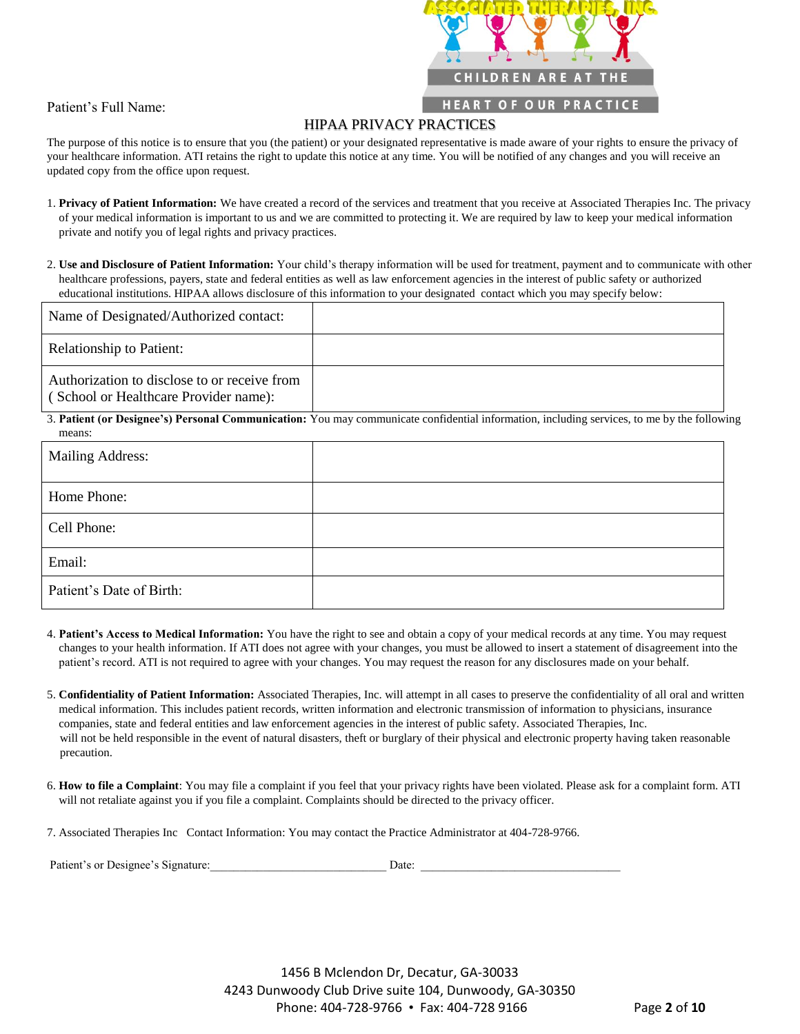ASSOCIATED THERAPIES, INC.

CHILDREN ARE AT THE HEART OF OUR PRACTICE

Patient's Full Name:

## HIPAA PRIVACY PRACTICES

The purpose of this notice is to ensure that you (the patient) or your designated representative is made aware of your rights to ensure the privacy of your healthcare information. ATI retains the right to update this notice at any time. You will be notified of any changes and you will receive an updated copy from the office upon request.

1. **Privacy of Patient Information:** We have created a record of the services and treatment that you receive at Associated Therapies Inc. The privacy of your medical information is important to us and we are committed to protecting it. We are required by law to keep your medical information private and notify you of legal rights and privacy practices.

2. **Use and Disclosure of Patient Information:** Your child's therapy information will be used for treatment, payment and to communicate with other healthcare professions, payers, state and federal entities as well as law enforcement agencies in the interest of public safety or authorized educational institutions. HIPAA allows disclosure of this information to your designated contact which you may specify below:

| | |
|---|---|
| Name of Designated/Authorized contact: | |
| Relationship to Patient: | |
| Authorization to disclose to or receive from ( School or Healthcare Provider name): | |

3. **Patient (or Designee's) Personal Communication:** You may communicate confidential information, including services, to me by the following means:

| | |
|---|---|
| Mailing Address: | |
| Home Phone: | |
| Cell Phone: | |
| Email: | |
| Patient's Date of Birth: | |

4. **Patient's Access to Medical Information:** You have the right to see and obtain a copy of your medical records at any time. You may request changes to your health information. If ATI does not agree with your changes, you must be allowed to insert a statement of disagreement into the patient's record. ATI is not required to agree with your changes. You may request the reason for any disclosures made on your behalf.

5. **Confidentiality of Patient Information:** Associated Therapies, Inc. will attempt in all cases to preserve the confidentiality of all oral and written medical information. This includes patient records, written information and electronic transmission of information to physicians, insurance companies, state and federal entities and law enforcement agencies in the interest of public safety. Associated Therapies, Inc. will not be held responsible in the event of natural disasters, theft or burglary of their physical and electronic property having taken reasonable precaution.

6. **How to file a Complaint**: You may file a complaint if you feel that your privacy rights have been violated. Please ask for a complaint form. ATI will not retaliate against you if you file a complaint. Complaints should be directed to the privacy officer.

7. Associated Therapies Inc Contact Information: You may contact the Practice Administrator at 404-728-9766.

Patient's or Designee's Signature:______________________________ Date: ___________________________________

1456 B Mclendon Dr, Decatur, GA-30033
4243 Dunwoody Club Drive suite 104, Dunwoody, GA-30350
Phone: 404-728-9766 • Fax: 404-728 9166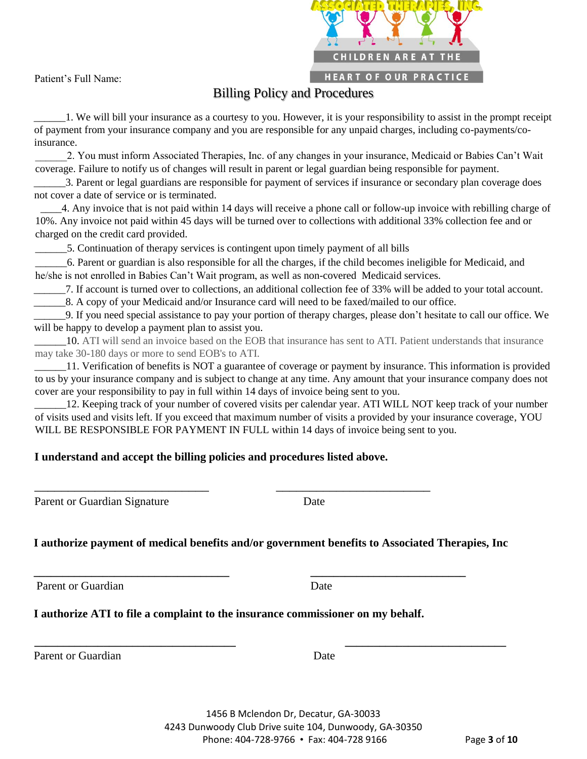Patient's Full Name:

# Billing Policy and Procedures

______1. We will bill your insurance as a courtesy to you. However, it is your responsibility to assist in the prompt receipt of payment from your insurance company and you are responsible for any unpaid charges, including co-payments/co-insurance.

______2. You must inform Associated Therapies, Inc. of any changes in your insurance, Medicaid or Babies Can't Wait coverage. Failure to notify us of changes will result in parent or legal guardian being responsible for payment.

______3. Parent or legal guardians are responsible for payment of services if insurance or secondary plan coverage does not cover a date of service or is terminated.

____4. Any invoice that is not paid within 14 days will receive a phone call or follow-up invoice with rebilling charge of 10%. Any invoice not paid within 45 days will be turned over to collections with additional 33% collection fee and or charged on the credit card provided.

______5. Continuation of therapy services is contingent upon timely payment of all bills

______6. Parent or guardian is also responsible for all the charges, if the child becomes ineligible for Medicaid, and he/she is not enrolled in Babies Can't Wait program, as well as non-covered Medicaid services.

______7. If account is turned over to collections, an additional collection fee of 33% will be added to your total account.

______8. A copy of your Medicaid and/or Insurance card will need to be faxed/mailed to our office.

______9. If you need special assistance to pay your portion of therapy charges, please don't hesitate to call our office. We will be happy to develop a payment plan to assist you.

______10. ATI will send an invoice based on the EOB that insurance has sent to ATI. Patient understands that insurance may take 30-180 days or more to send EOB's to ATI.

______11. Verification of benefits is NOT a guarantee of coverage or payment by insurance. This information is provided to us by your insurance company and is subject to change at any time. Any amount that your insurance company does not cover are your responsibility to pay in full within 14 days of invoice being sent to you.

______12. Keeping track of your number of covered visits per calendar year. ATI WILL NOT keep track of your number of visits used and visits left. If you exceed that maximum number of visits a provided by your insurance coverage, YOU WILL BE RESPONSIBLE FOR PAYMENT IN FULL within 14 days of invoice being sent to you.

**I understand and accept the billing policies and procedures listed above.**

_______________________________ _______________________________

Parent or Guardian Signature Date

**I authorize payment of medical benefits and/or government benefits to Associated Therapies, Inc**

_______________________________ _______________________________

Parent or Guardian Date

**I authorize ATI to file a complaint to the insurance commissioner on my behalf.**

_______________________________ _______________________________

Parent or Guardian Date

1456 B Mclendon Dr, Decatur, GA-30033
4243 Dunwoody Club Drive suite 104, Dunwoody, GA-30350
Phone: 404-728-9766 • Fax: 404-728 9166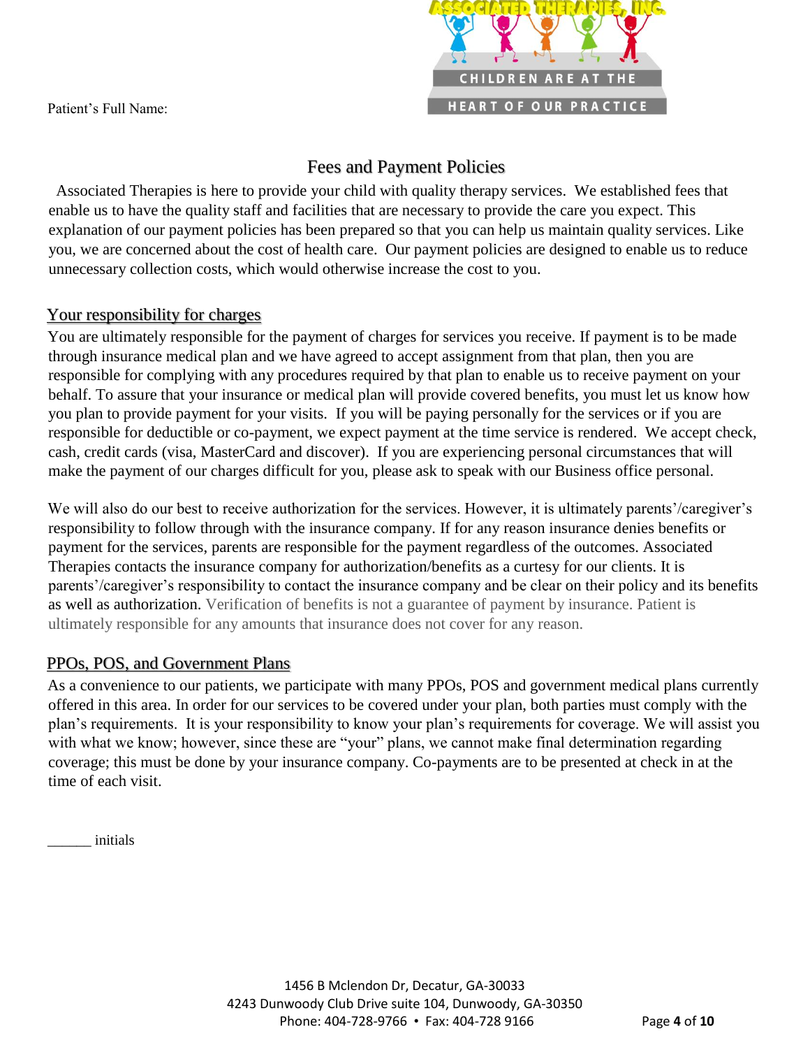Patient's Full Name:

# Fees and Payment Policies

Associated Therapies is here to provide your child with quality therapy services. We established fees that enable us to have the quality staff and facilities that are necessary to provide the care you expect. This explanation of our payment policies has been prepared so that you can help us maintain quality services. Like you, we are concerned about the cost of health care. Our payment policies are designed to enable us to reduce unnecessary collection costs, which would otherwise increase the cost to you.

## Your responsibility for charges

You are ultimately responsible for the payment of charges for services you receive. If payment is to be made through insurance medical plan and we have agreed to accept assignment from that plan, then you are responsible for complying with any procedures required by that plan to enable us to receive payment on your behalf. To assure that your insurance or medical plan will provide covered benefits, you must let us know how you plan to provide payment for your visits. If you will be paying personally for the services or if you are responsible for deductible or co-payment, we expect payment at the time service is rendered. We accept check, cash, credit cards (visa, MasterCard and discover). If you are experiencing personal circumstances that will make the payment of our charges difficult for you, please ask to speak with our Business office personal.

We will also do our best to receive authorization for the services. However, it is ultimately parents'/caregiver's responsibility to follow through with the insurance company. If for any reason insurance denies benefits or payment for the services, parents are responsible for the payment regardless of the outcomes. Associated Therapies contacts the insurance company for authorization/benefits as a curtesy for our clients. It is parents'/caregiver's responsibility to contact the insurance company and be clear on their policy and its benefits as well as authorization. Verification of benefits is not a guarantee of payment by insurance. Patient is ultimately responsible for any amounts that insurance does not cover for any reason.

## PPOs, POS, and Government Plans

As a convenience to our patients, we participate with many PPOs, POS and government medical plans currently offered in this area. In order for our services to be covered under your plan, both parties must comply with the plan's requirements. It is your responsibility to know your plan's requirements for coverage. We will assist you with what we know; however, since these are "your" plans, we cannot make final determination regarding coverage; this must be done by your insurance company. Co-payments are to be presented at check in at the time of each visit.

______ initials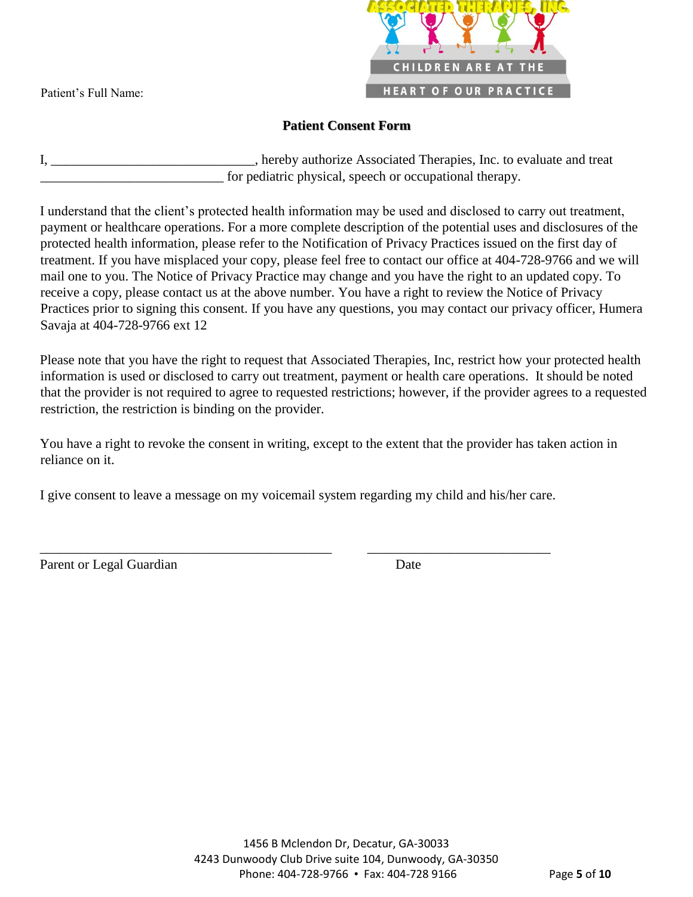Patient's Full Name:

ASSOCIATED THERAPIES, INC.

CHILDREN ARE AT THE HEART OF OUR PRACTICE

## Patient Consent Form

I, ______________________________, hereby authorize Associated Therapies, Inc. to evaluate and treat ___________________________ for pediatric physical, speech or occupational therapy.

I understand that the client's protected health information may be used and disclosed to carry out treatment, payment or healthcare operations. For a more complete description of the potential uses and disclosures of the protected health information, please refer to the Notification of Privacy Practices issued on the first day of treatment. If you have misplaced your copy, please feel free to contact our office at 404-728-9766 and we will mail one to you. The Notice of Privacy Practice may change and you have the right to an updated copy. To receive a copy, please contact us at the above number. You have a right to review the Notice of Privacy Practices prior to signing this consent. If you have any questions, you may contact our privacy officer, Humera Savaja at 404-728-9766 ext 12

Please note that you have the right to request that Associated Therapies, Inc, restrict how your protected health information is used or disclosed to carry out treatment, payment or health care operations. It should be noted that the provider is not required to agree to requested restrictions; however, if the provider agrees to a requested restriction, the restriction is binding on the provider.

You have a right to revoke the consent in writing, except to the extent that the provider has taken action in reliance on it.

I give consent to leave a message on my voicemail system regarding my child and his/her care.

_____________________________________________ ____________________________

Parent or Legal Guardian Date

1456 B Mclendon Dr, Decatur, GA-30033
4243 Dunwoody Club Drive suite 104, Dunwoody, GA-30350
Phone: 404-728-9766 • Fax: 404-728 9166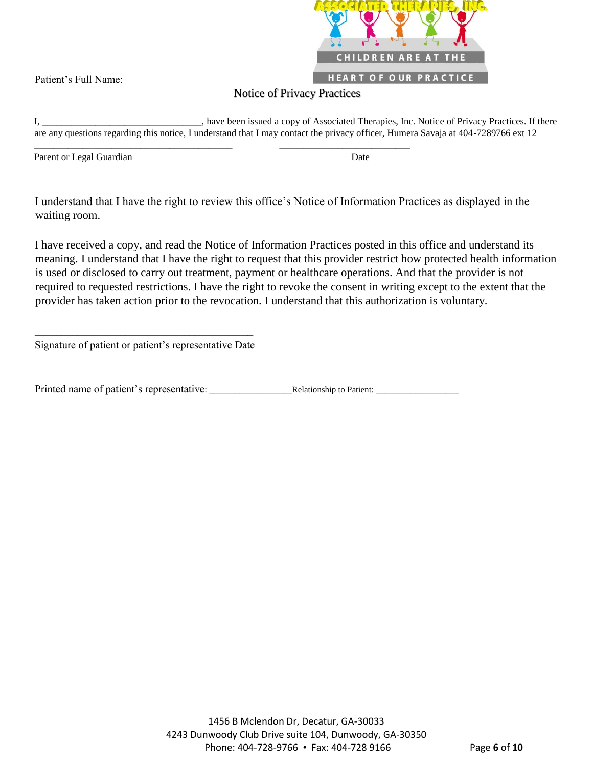ASSOCIATED THERAPIES, INC.

CHILDREN ARE AT THE HEART OF OUR PRACTICE

Patient's Full Name:

## Notice of Privacy Practices

I, ________________________________, have been issued a copy of Associated Therapies, Inc. Notice of Privacy Practices. If there are any questions regarding this notice, I understand that I may contact the privacy officer, Humera Savaja at 404-7289766 ext 12

________________________________________ ____________________________

Parent or Legal Guardian Date

I understand that I have the right to review this office's Notice of Information Practices as displayed in the waiting room.

I have received a copy, and read the Notice of Information Practices posted in this office and understand its meaning. I understand that I have the right to request that this provider restrict how protected health information is used or disclosed to carry out treatment, payment or healthcare operations. And that the provider is not required to requested restrictions. I have the right to revoke the consent in writing except to the extent that the provider has taken action prior to the revocation. I understand that this authorization is voluntary.

__________________________________________

Signature of patient or patient's representative Date

Printed name of patient's representative: ________________Relationship to Patient: _________________

1456 B Mclendon Dr, Decatur, GA-30033
4243 Dunwoody Club Drive suite 104, Dunwoody, GA-30350
Phone: 404-728-9766 • Fax: 404-728 9166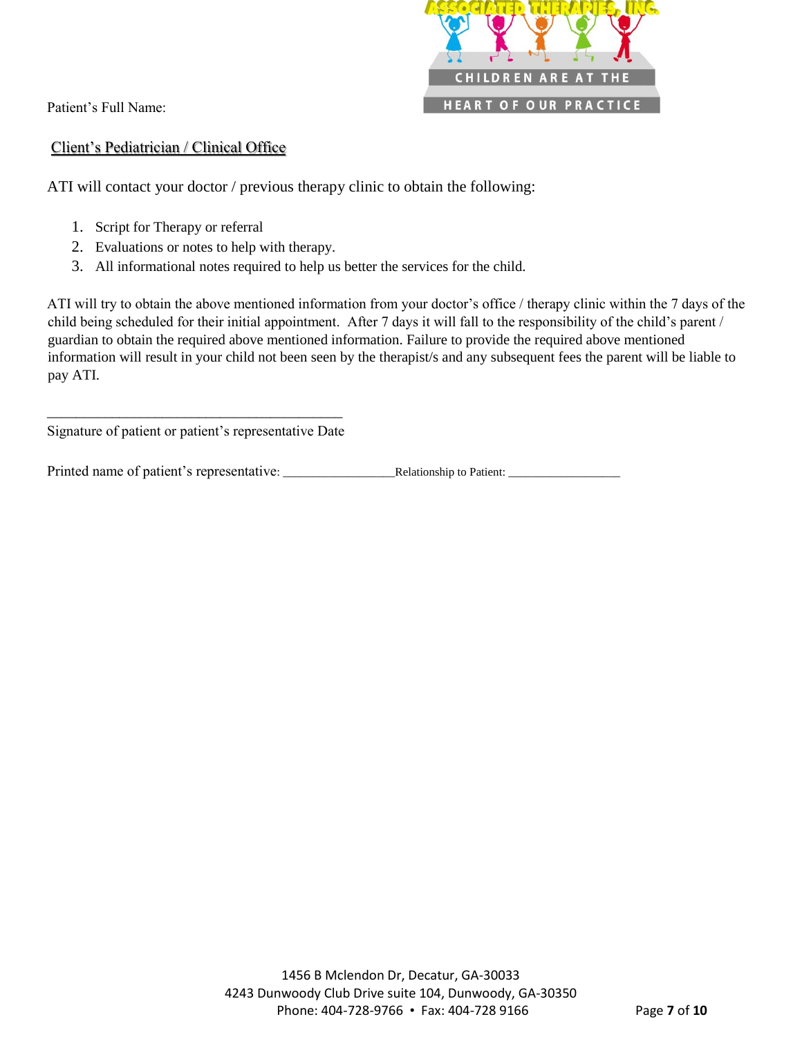Patient's Full Name:

## Client's Pediatrician / Clinical Office

ATI will contact your doctor / previous therapy clinic to obtain the following:

1. Script for Therapy or referral
2. Evaluations or notes to help with therapy.
3. All informational notes required to help us better the services for the child.

ATI will try to obtain the above mentioned information from your doctor's office / therapy clinic within the 7 days of the child being scheduled for their initial appointment. After 7 days it will fall to the responsibility of the child's parent / guardian to obtain the required above mentioned information. Failure to provide the required above mentioned information will result in your child not been seen by the therapist/s and any subsequent fees the parent will be liable to pay ATI.

___________________________________________

Signature of patient or patient's representative Date

Printed name of patient's representative: ________________Relationship to Patient: _________________

1456 B Mclendon Dr, Decatur, GA-30033
4243 Dunwoody Club Drive suite 104, Dunwoody, GA-30350
Phone: 404-728-9766 • Fax: 404-728 9166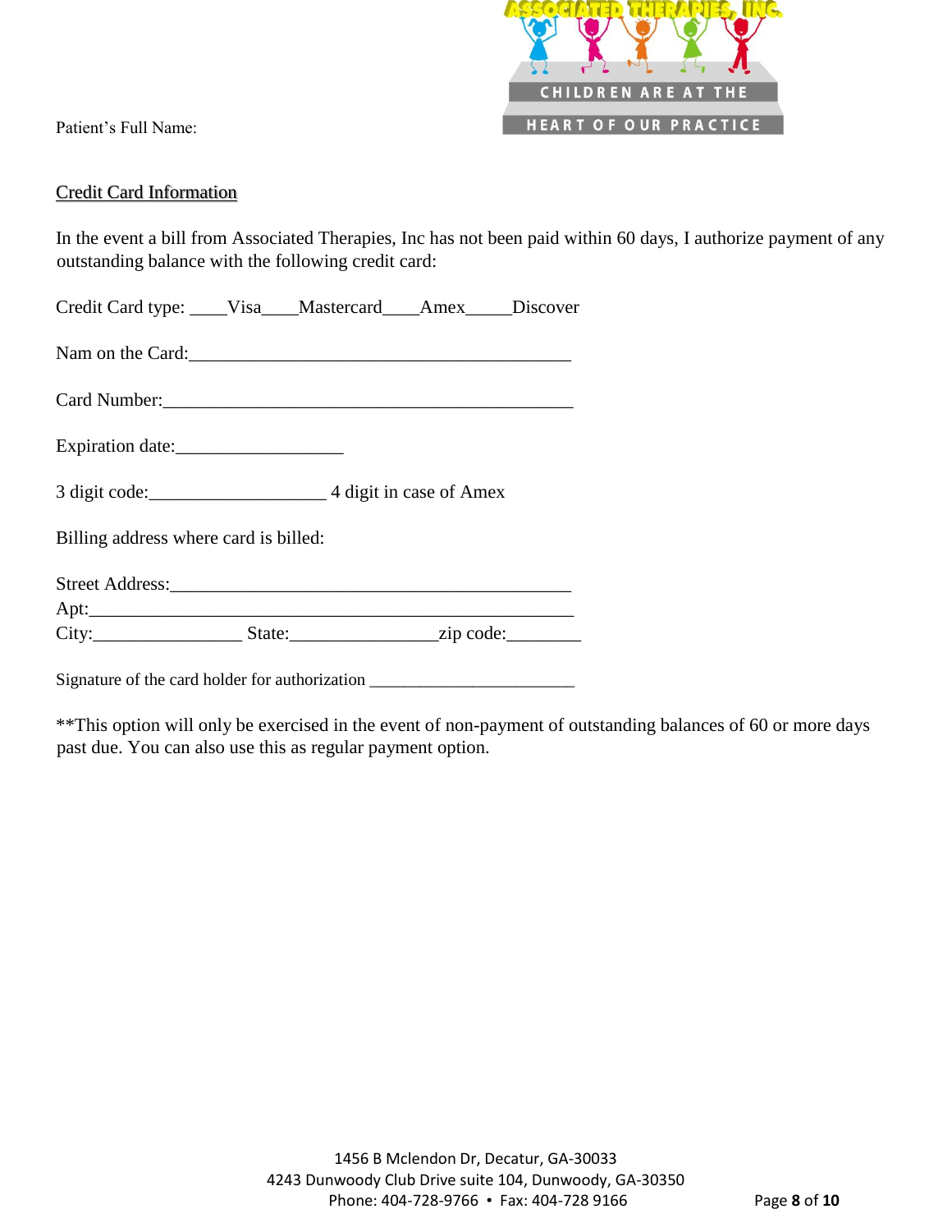ASSOCIATED THERAPIES, INC.

CHILDREN ARE AT THE HEART OF OUR PRACTICE

Patient's Full Name:

## Credit Card Information

In the event a bill from Associated Therapies, Inc has not been paid within 60 days, I authorize payment of any outstanding balance with the following credit card:

Credit Card type: ____Visa____Mastercard____Amex_____Discover

Nam on the Card:___________________________________________

Card Number:_____________________________________________

Expiration date:__________________

3 digit code:___________________ 4 digit in case of Amex

Billing address where card is billed:

Street Address:___________________________________________
Apt:____________________________________________________
City:________________ State:________________zip code:________

Signature of the card holder for authorization _______________________

**This option will only be exercised in the event of non-payment of outstanding balances of 60 or more days past due. You can also use this as regular payment option.

1456 B Mclendon Dr, Decatur, GA-30033
4243 Dunwoody Club Drive suite 104, Dunwoody, GA-30350
Phone: 404-728-9766 • Fax: 404-728 9166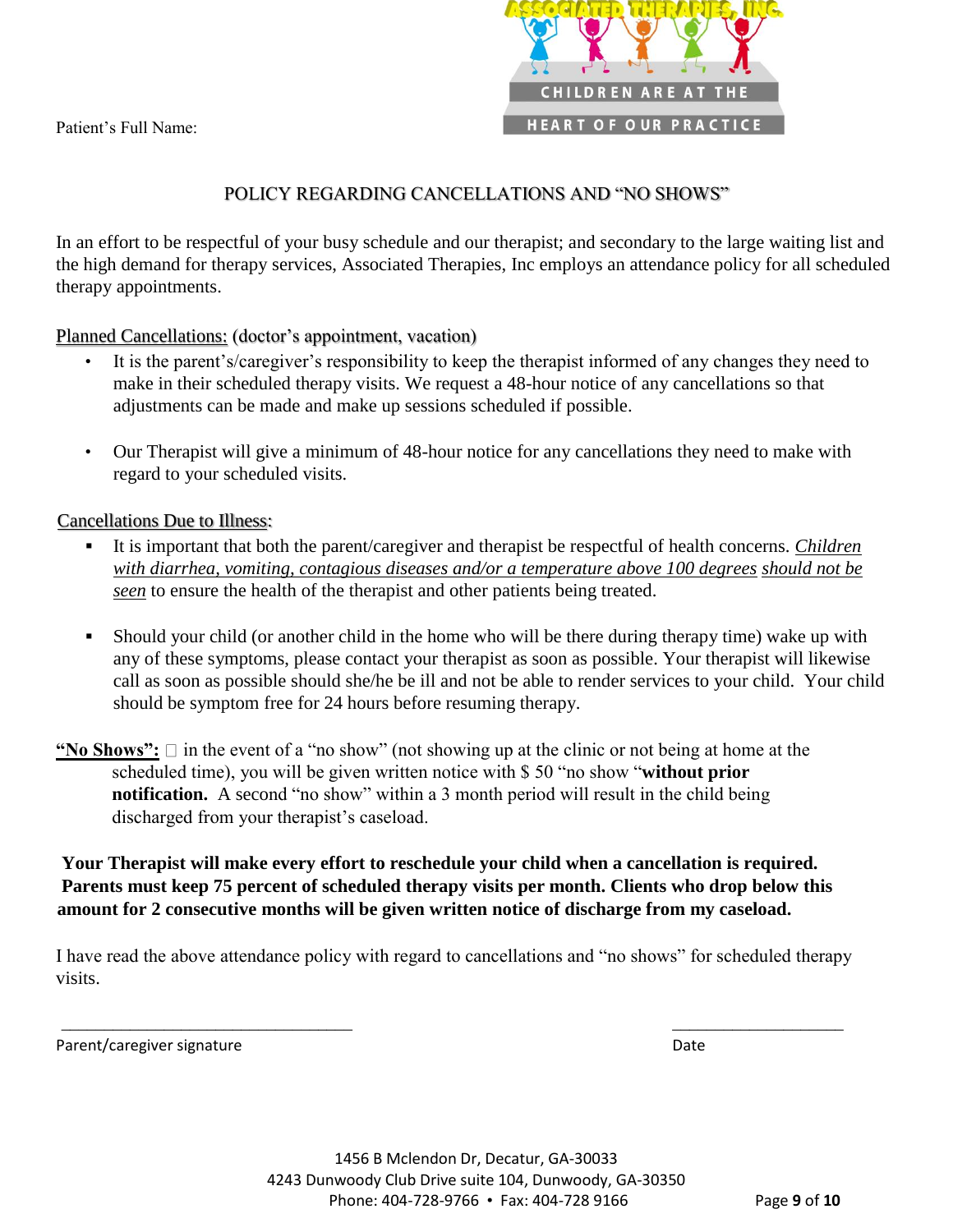ASSOCIATED THERAPIES, INC.

CHILDREN ARE AT THE HEART OF OUR PRACTICE

Patient's Full Name:

## POLICY REGARDING CANCELLATIONS AND "NO SHOWS"

In an effort to be respectful of your busy schedule and our therapist; and secondary to the large waiting list and the high demand for therapy services, Associated Therapies, Inc employs an attendance policy for all scheduled therapy appointments.

<u>Planned Cancellations:</u> (doctor's appointment, vacation)

- It is the parent's/caregiver's responsibility to keep the therapist informed of any changes they need to make in their scheduled therapy visits. We request a 48-hour notice of any cancellations so that adjustments can be made and make up sessions scheduled if possible.
- Our Therapist will give a minimum of 48-hour notice for any cancellations they need to make with regard to your scheduled visits.

<u>Cancellations Due to Illness</u>:

- It is important that both the parent/caregiver and therapist be respectful of health concerns. *<u>Children with diarrhea, vomiting, contagious diseases and/or a temperature above 100 degrees</u>* <u>should not be *seen*</u> to ensure the health of the therapist and other patients being treated.
- Should your child (or another child in the home who will be there during therapy time) wake up with any of these symptoms, please contact your therapist as soon as possible. Your therapist will likewise call as soon as possible should she/he be ill and not be able to render services to your child. Your child should be symptom free for 24 hours before resuming therapy.

<u>**"No Shows":**</u> □ in the event of a "no show" (not showing up at the clinic or not being at home at the scheduled time), you will be given written notice with $ 50 "no show "**without prior notification.** A second "no show" within a 3 month period will result in the child being discharged from your therapist's caseload.

**Your Therapist will make every effort to reschedule your child when a cancellation is required. Parents must keep 75 percent of scheduled therapy visits per month. Clients who drop below this amount for 2 consecutive months will be given written notice of discharge from my caseload.**

I have read the above attendance policy with regard to cancellations and "no shows" for scheduled therapy visits.

\_\_\_\_\_\_\_\_\_\_\_\_\_\_\_\_\_\_\_\_\_\_\_\_\_\_\_\_\_\_\_\_\_\_\_ \_\_\_\_\_\_\_\_\_\_\_\_\_\_\_\_\_\_\_\_\_

Parent/caregiver signature Date

1456 B Mclendon Dr, Decatur, GA-30033
4243 Dunwoody Club Drive suite 104, Dunwoody, GA-30350
Phone: 404-728-9766 • Fax: 404-728 9166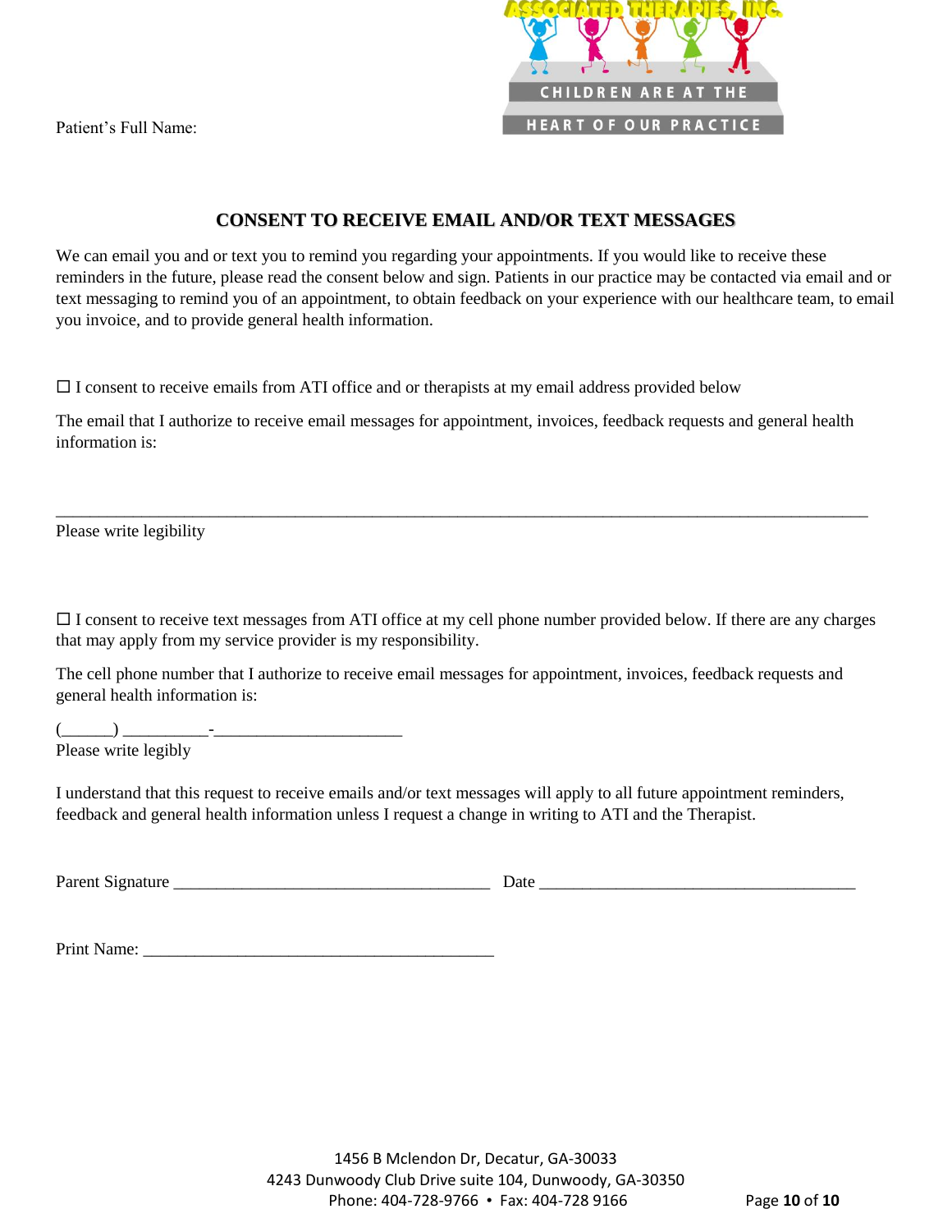Patient's Full Name:

## CONSENT TO RECEIVE EMAIL AND/OR TEXT MESSAGES

We can email you and or text you to remind you regarding your appointments. If you would like to receive these reminders in the future, please read the consent below and sign. Patients in our practice may be contacted via email and or text messaging to remind you of an appointment, to obtain feedback on your experience with our healthcare team, to email you invoice, and to provide general health information.

☐ I consent to receive emails from ATI office and or therapists at my email address provided below

The email that I authorize to receive email messages for appointment, invoices, feedback requests and general health information is:

_______________________________________________________________________________________________

Please write legibility

☐ I consent to receive text messages from ATI office at my cell phone number provided below. If there are any charges that may apply from my service provider is my responsibility.

The cell phone number that I authorize to receive email messages for appointment, invoices, feedback requests and general health information is:

(______) __________-______________________

Please write legibly

I understand that this request to receive emails and/or text messages will apply to all future appointment reminders, feedback and general health information unless I request a change in writing to ATI and the Therapist.

Parent Signature _____________________________________ Date _____________________________________

Print Name: _________________________________________

1456 B Mclendon Dr, Decatur, GA-30033
4243 Dunwoody Club Drive suite 104, Dunwoody, GA-30350
Phone: 404-728-9766 • Fax: 404-728 9166